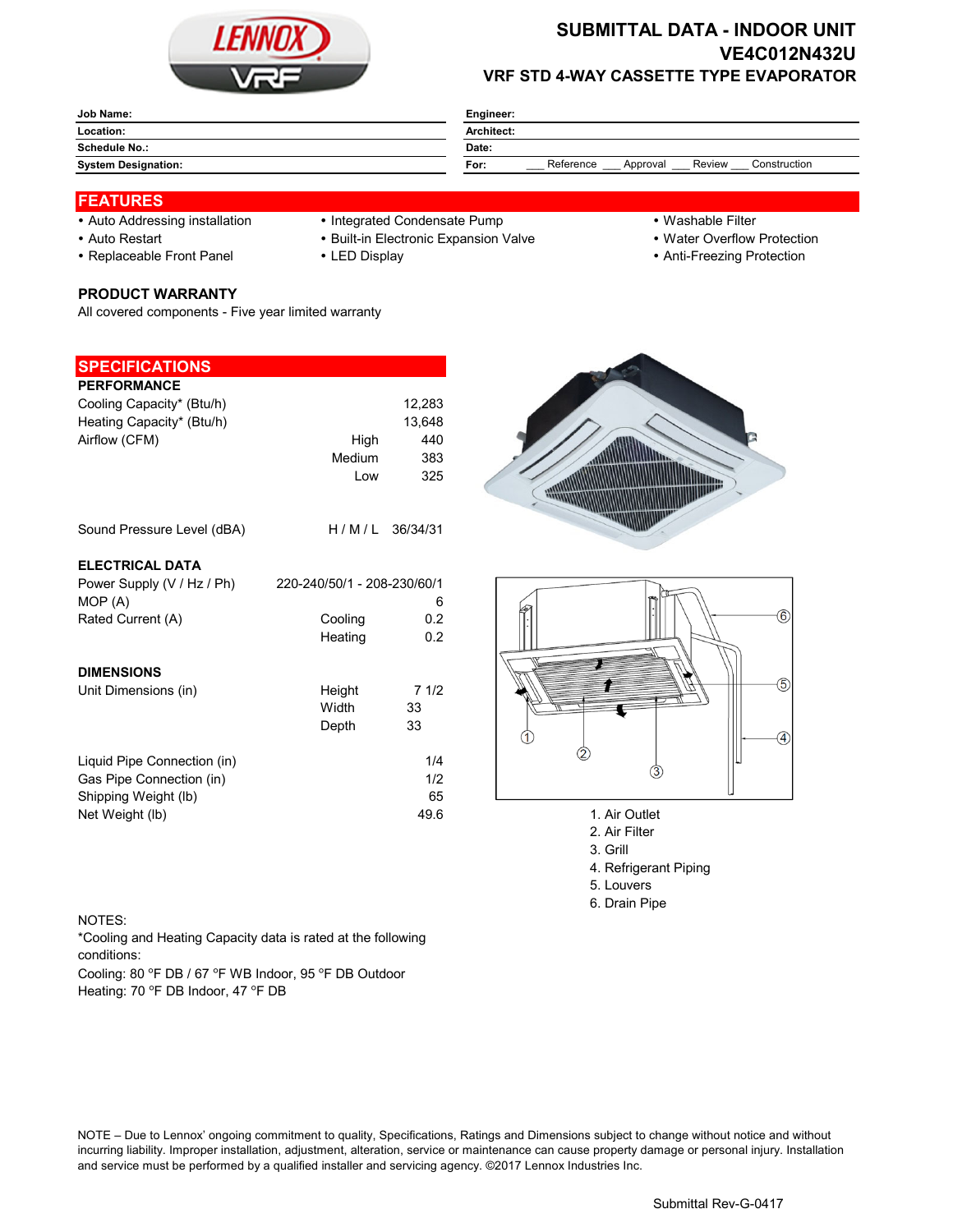# SUBMITTAL DATA - INDOOR UNIT
## VE4C012N432U
### VRF STD 4-WAY CASSETTE TYPE EVAPORATOR

| | | | |
|---|---|---|---|
| **Job Name:** | | **Engineer:** | |
| **Location:** | | **Architect:** | |
| **Schedule No.:** | | **Date:** | |
| **System Designation:** | | **For:** | ___ Reference ___ Approval ___ Review ___ Construction |

## FEATURES

- Auto Addressing installation
- Auto Restart
- Replaceable Front Panel
- Integrated Condensate Pump
- Built-in Electronic Expansion Valve
- LED Display
- Washable Filter
- Water Overflow Protection
- Anti-Freezing Protection

### PRODUCT WARRANTY

All covered components - Five year limited warranty

## SPECIFICATIONS

### PERFORMANCE

| | | |
|---|---|---|
| Cooling Capacity* (Btu/h) | | 12,283 |
| Heating Capacity* (Btu/h) | | 13,648 |
| Airflow (CFM) | High | 440 |
| | Medium | 383 |
| | Low | 325 |
| Sound Pressure Level (dBA) | H / M / L | 36/34/31 |

### ELECTRICAL DATA

| | | |
|---|---|---|
| Power Supply (V / Hz / Ph) | | 220-240/50/1 - 208-230/60/1 |
| MOP (A) | | 6 |
| Rated Current (A) | Cooling | 0.2 |
| | Heating | 0.2 |

### DIMENSIONS

| | | |
|---|---|---|
| Unit Dimensions (in) | Height | 7 1/2 |
| | Width | 33 |
| | Depth | 33 |
| Liquid Pipe Connection (in) | | 1/4 |
| Gas Pipe Connection (in) | | 1/2 |
| Shipping Weight (lb) | | 65 |
| Net Weight (lb) | | 49.6 |

1. Air Outlet
2. Air Filter
3. Grill
4. Refrigerant Piping
5. Louvers
6. Drain Pipe

NOTES:
*Cooling and Heating Capacity data is rated at the following conditions:
Cooling: 80 °F DB / 67 °F WB Indoor, 95 °F DB Outdoor
Heating: 70 °F DB Indoor, 47 °F DB

NOTE – Due to Lennox' ongoing commitment to quality, Specifications, Ratings and Dimensions subject to change without notice and without incurring liability. Improper installation, adjustment, alteration, service or maintenance can cause property damage or personal injury. Installation and service must be performed by a qualified installer and servicing agency. ©2017 Lennox Industries Inc.

Submittal Rev-G-0417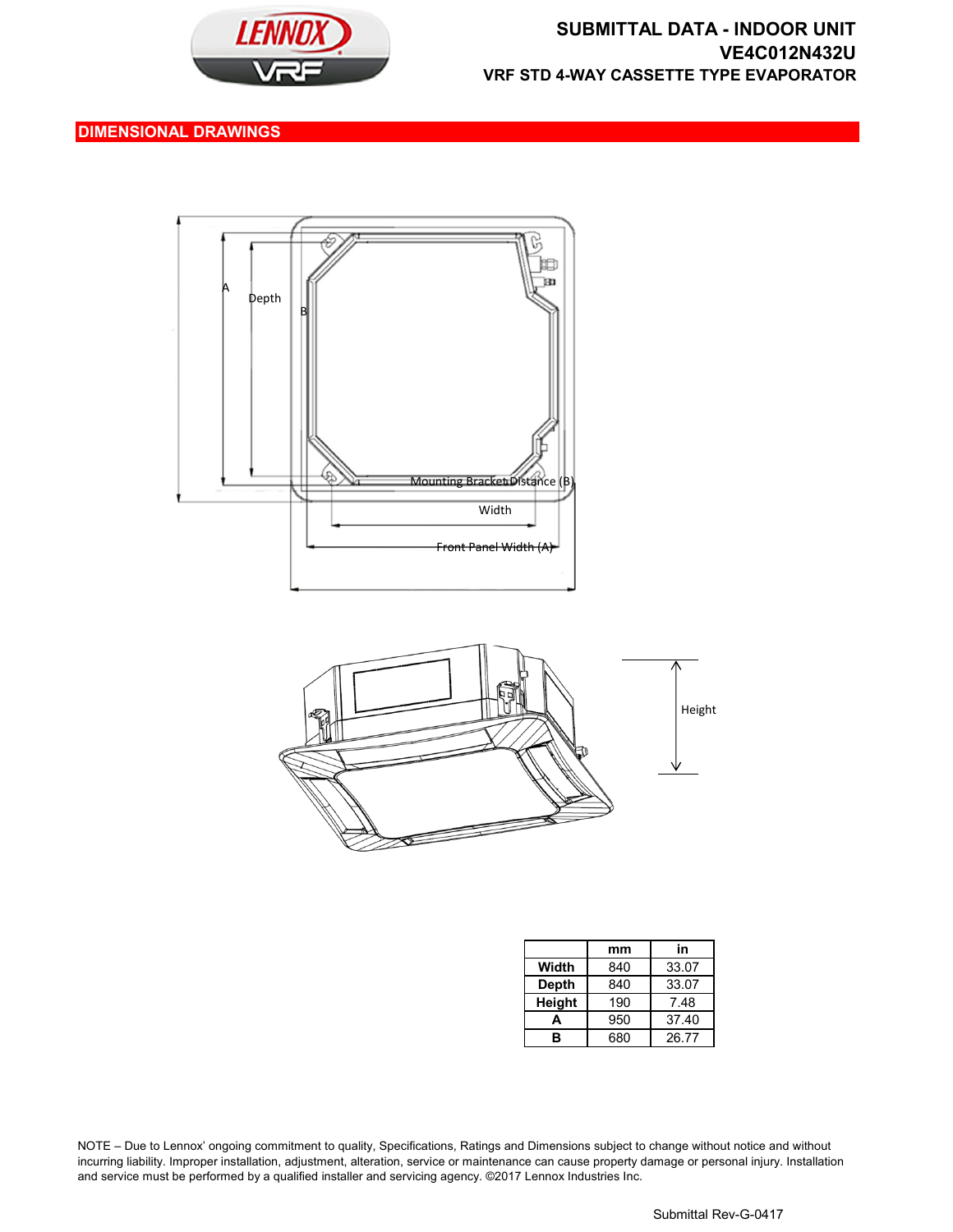# SUBMITTAL DATA - INDOOR UNIT
## VE4C012N432U
### VRF STD 4-WAY CASSETTE TYPE EVAPORATOR

## DIMENSIONAL DRAWINGS

A
Depth
B
Mounting Bracket Distance (B)
Width
Front Panel Width (A)

Height

| | mm | in |
|---|---|---|
| **Width** | 840 | 33.07 |
| **Depth** | 840 | 33.07 |
| **Height** | 190 | 7.48 |
| **A** | 950 | 37.40 |
| **B** | 680 | 26.77 |

NOTE – Due to Lennox' ongoing commitment to quality, Specifications, Ratings and Dimensions subject to change without notice and without incurring liability. Improper installation, adjustment, alteration, service or maintenance can cause property damage or personal injury. Installation and service must be performed by a qualified installer and servicing agency. ©2017 Lennox Industries Inc.

Submittal Rev-G-0417